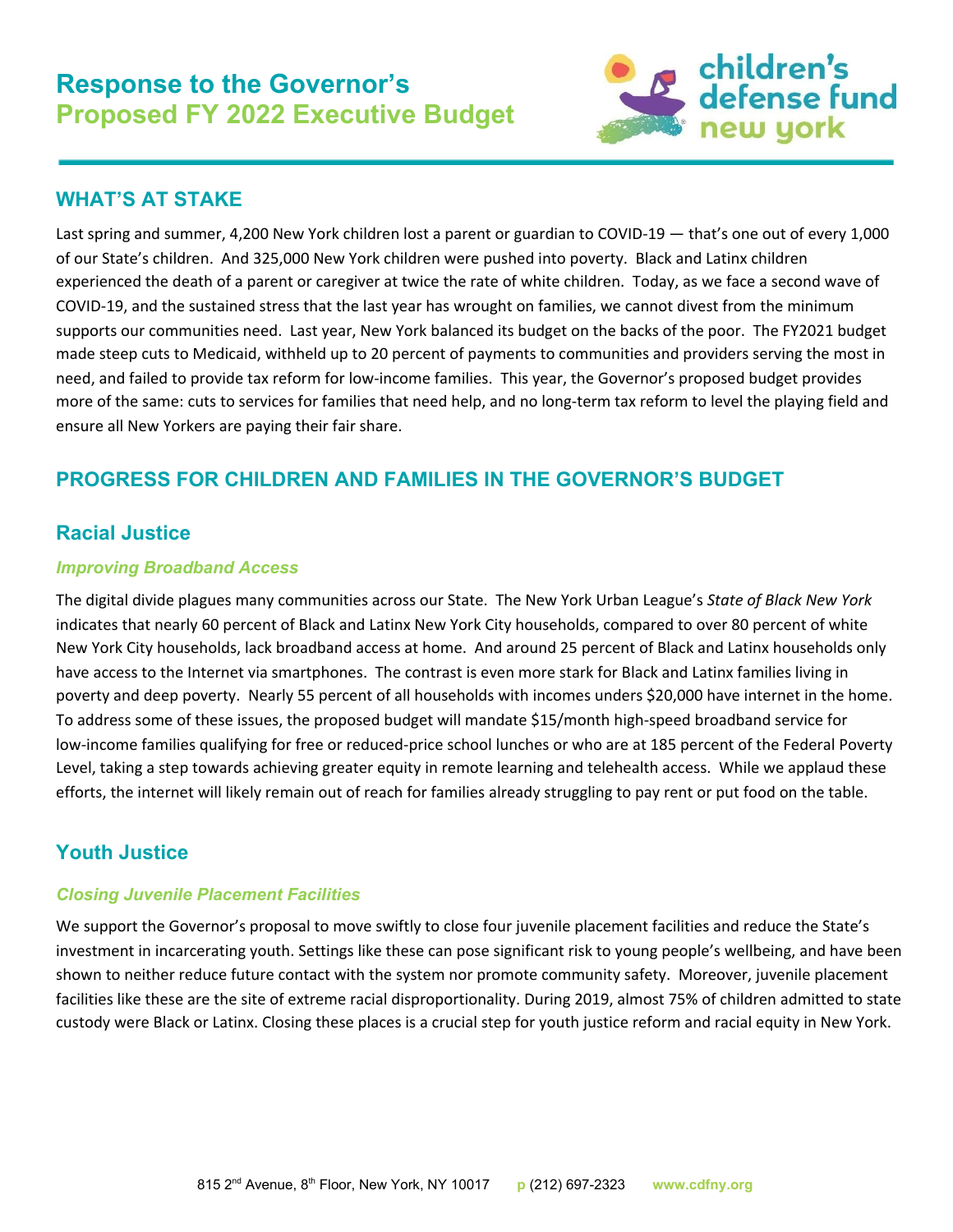# Response to the Governor's Proposed FY 2022 Executive Budget

children's defense fund new york

## WHAT'S AT STAKE

Last spring and summer, 4,200 New York children lost a parent or guardian to COVID-19 — that's one out of every 1,000 of our State's children. And 325,000 New York children were pushed into poverty. Black and Latinx children experienced the death of a parent or caregiver at twice the rate of white children. Today, as we face a second wave of COVID-19, and the sustained stress that the last year has wrought on families, we cannot divest from the minimum supports our communities need. Last year, New York balanced its budget on the backs of the poor. The FY2021 budget made steep cuts to Medicaid, withheld up to 20 percent of payments to communities and providers serving the most in need, and failed to provide tax reform for low-income families. This year, the Governor's proposed budget provides more of the same: cuts to services for families that need help, and no long-term tax reform to level the playing field and ensure all New Yorkers are paying their fair share.

## PROGRESS FOR CHILDREN AND FAMILIES IN THE GOVERNOR'S BUDGET

### Racial Justice

#### *Improving Broadband Access*

The digital divide plagues many communities across our State. The New York Urban League's *State of Black New York* indicates that nearly 60 percent of Black and Latinx New York City households, compared to over 80 percent of white New York City households, lack broadband access at home. And around 25 percent of Black and Latinx households only have access to the Internet via smartphones. The contrast is even more stark for Black and Latinx families living in poverty and deep poverty. Nearly 55 percent of all households with incomes unders $20,000 have internet in the home. To address some of these issues, the proposed budget will mandate $15/month high-speed broadband service for low-income families qualifying for free or reduced-price school lunches or who are at 185 percent of the Federal Poverty Level, taking a step towards achieving greater equity in remote learning and telehealth access. While we applaud these efforts, the internet will likely remain out of reach for families already struggling to pay rent or put food on the table.

### Youth Justice

#### *Closing Juvenile Placement Facilities*

We support the Governor's proposal to move swiftly to close four juvenile placement facilities and reduce the State's investment in incarcerating youth. Settings like these can pose significant risk to young people's wellbeing, and have been shown to neither reduce future contact with the system nor promote community safety. Moreover, juvenile placement facilities like these are the site of extreme racial disproportionality. During 2019, almost 75% of children admitted to state custody were Black or Latinx. Closing these places is a crucial step for youth justice reform and racial equity in New York.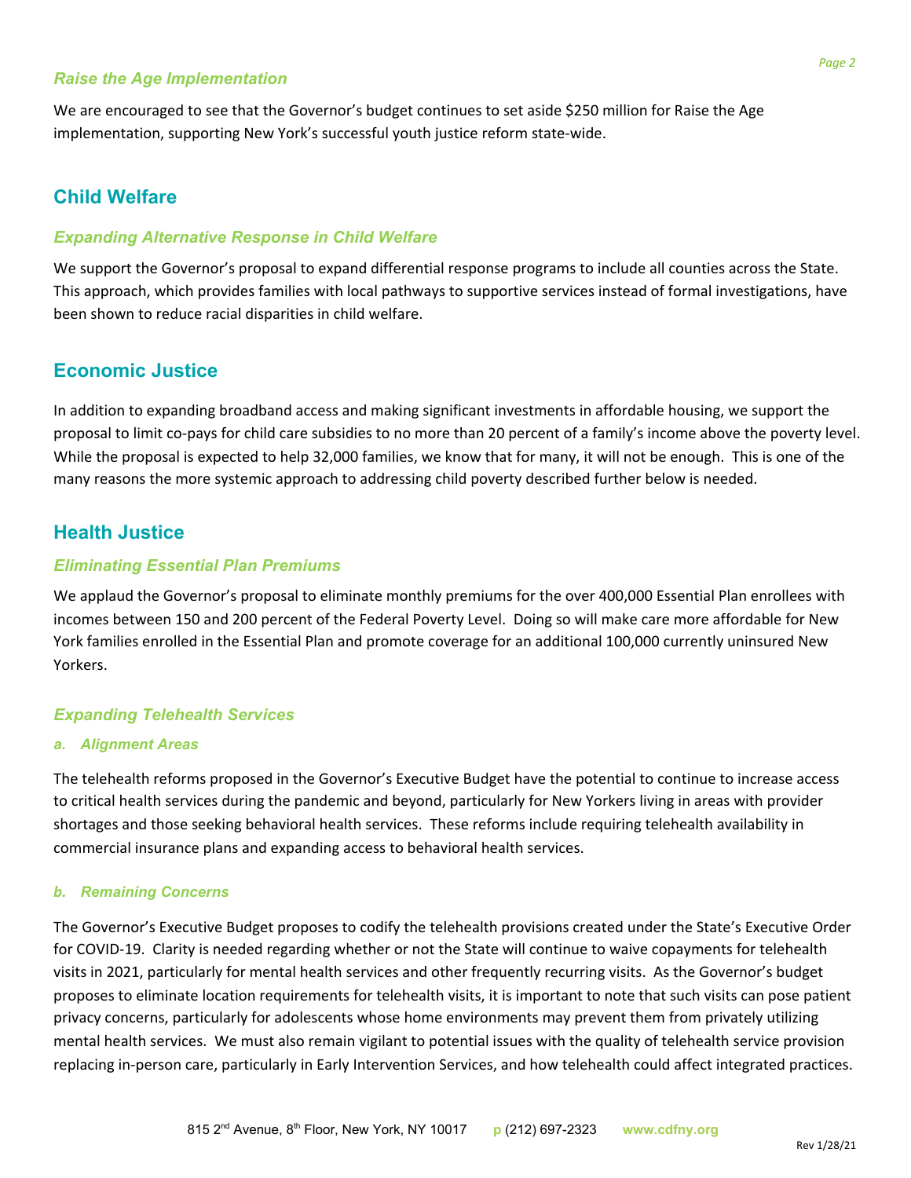### *Raise the Age Implementation*

We are encouraged to see that the Governor's budget continues to set aside $250 million for Raise the Age implementation, supporting New York's successful youth justice reform state-wide.

## Child Welfare

### *Expanding Alternative Response in Child Welfare*

We support the Governor's proposal to expand differential response programs to include all counties across the State. This approach, which provides families with local pathways to supportive services instead of formal investigations, have been shown to reduce racial disparities in child welfare.

## Economic Justice

In addition to expanding broadband access and making significant investments in affordable housing, we support the proposal to limit co-pays for child care subsidies to no more than 20 percent of a family's income above the poverty level. While the proposal is expected to help 32,000 families, we know that for many, it will not be enough. This is one of the many reasons the more systemic approach to addressing child poverty described further below is needed.

## Health Justice

### *Eliminating Essential Plan Premiums*

We applaud the Governor's proposal to eliminate monthly premiums for the over 400,000 Essential Plan enrollees with incomes between 150 and 200 percent of the Federal Poverty Level. Doing so will make care more affordable for New York families enrolled in the Essential Plan and promote coverage for an additional 100,000 currently uninsured New Yorkers.

### *Expanding Telehealth Services*

#### *a. Alignment Areas*

The telehealth reforms proposed in the Governor's Executive Budget have the potential to continue to increase access to critical health services during the pandemic and beyond, particularly for New Yorkers living in areas with provider shortages and those seeking behavioral health services. These reforms include requiring telehealth availability in commercial insurance plans and expanding access to behavioral health services.

#### *b. Remaining Concerns*

The Governor's Executive Budget proposes to codify the telehealth provisions created under the State's Executive Order for COVID-19. Clarity is needed regarding whether or not the State will continue to waive copayments for telehealth visits in 2021, particularly for mental health services and other frequently recurring visits. As the Governor's budget proposes to eliminate location requirements for telehealth visits, it is important to note that such visits can pose patient privacy concerns, particularly for adolescents whose home environments may prevent them from privately utilizing mental health services. We must also remain vigilant to potential issues with the quality of telehealth service provision replacing in-person care, particularly in Early Intervention Services, and how telehealth could affect integrated practices.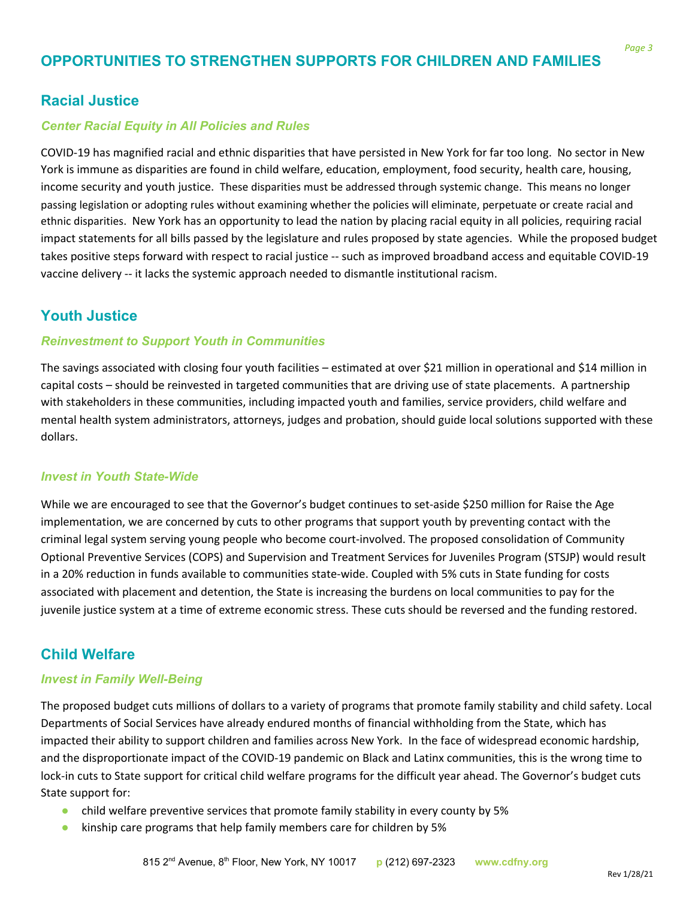# OPPORTUNITIES TO STRENGTHEN SUPPORTS FOR CHILDREN AND FAMILIES

## Racial Justice

### *Center Racial Equity in All Policies and Rules*

COVID-19 has magnified racial and ethnic disparities that have persisted in New York for far too long. No sector in New York is immune as disparities are found in child welfare, education, employment, food security, health care, housing, income security and youth justice. These disparities must be addressed through systemic change. This means no longer passing legislation or adopting rules without examining whether the policies will eliminate, perpetuate or create racial and ethnic disparities. New York has an opportunity to lead the nation by placing racial equity in all policies, requiring racial impact statements for all bills passed by the legislature and rules proposed by state agencies. While the proposed budget takes positive steps forward with respect to racial justice -- such as improved broadband access and equitable COVID-19 vaccine delivery -- it lacks the systemic approach needed to dismantle institutional racism.

## Youth Justice

### *Reinvestment to Support Youth in Communities*

The savings associated with closing four youth facilities – estimated at over $21 million in operational and $14 million in capital costs – should be reinvested in targeted communities that are driving use of state placements. A partnership with stakeholders in these communities, including impacted youth and families, service providers, child welfare and mental health system administrators, attorneys, judges and probation, should guide local solutions supported with these dollars.

### *Invest in Youth State-Wide*

While we are encouraged to see that the Governor's budget continues to set-aside $250 million for Raise the Age implementation, we are concerned by cuts to other programs that support youth by preventing contact with the criminal legal system serving young people who become court-involved. The proposed consolidation of Community Optional Preventive Services (COPS) and Supervision and Treatment Services for Juveniles Program (STSJP) would result in a 20% reduction in funds available to communities state-wide. Coupled with 5% cuts in State funding for costs associated with placement and detention, the State is increasing the burdens on local communities to pay for the juvenile justice system at a time of extreme economic stress. These cuts should be reversed and the funding restored.

## Child Welfare

### *Invest in Family Well-Being*

The proposed budget cuts millions of dollars to a variety of programs that promote family stability and child safety. Local Departments of Social Services have already endured months of financial withholding from the State, which has impacted their ability to support children and families across New York. In the face of widespread economic hardship, and the disproportionate impact of the COVID-19 pandemic on Black and Latinx communities, this is the wrong time to lock-in cuts to State support for critical child welfare programs for the difficult year ahead. The Governor's budget cuts State support for:

- child welfare preventive services that promote family stability in every county by 5%
- kinship care programs that help family members care for children by 5%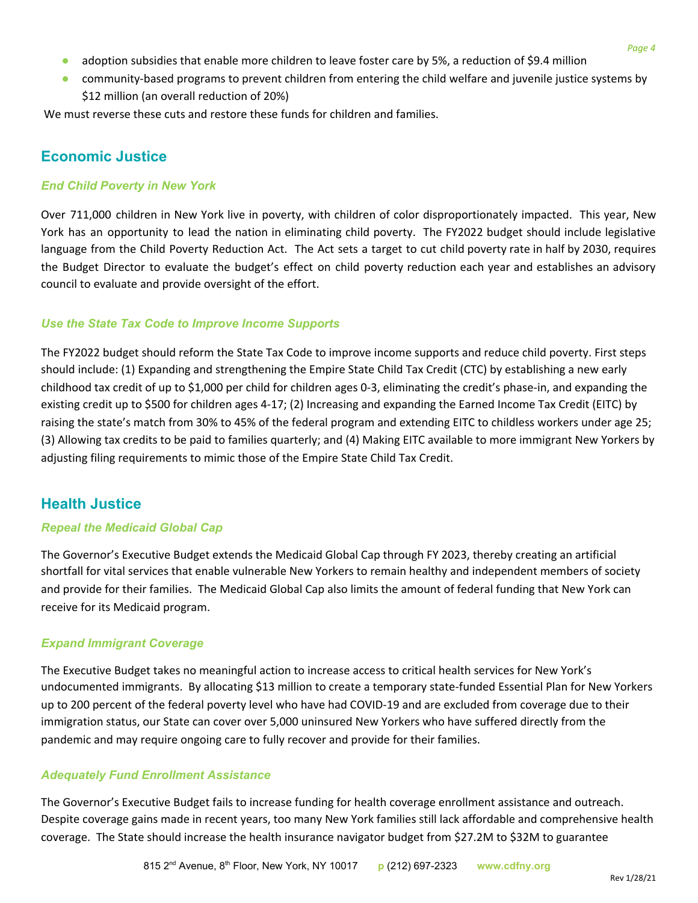- adoption subsidies that enable more children to leave foster care by 5%, a reduction of $9.4 million
- community-based programs to prevent children from entering the child welfare and juvenile justice systems by $12 million (an overall reduction of 20%)

We must reverse these cuts and restore these funds for children and families.

## Economic Justice

### *End Child Poverty in New York*

Over 711,000 children in New York live in poverty, with children of color disproportionately impacted. This year, New York has an opportunity to lead the nation in eliminating child poverty. The FY2022 budget should include legislative language from the Child Poverty Reduction Act. The Act sets a target to cut child poverty rate in half by 2030, requires the Budget Director to evaluate the budget's effect on child poverty reduction each year and establishes an advisory council to evaluate and provide oversight of the effort.

### *Use the State Tax Code to Improve Income Supports*

The FY2022 budget should reform the State Tax Code to improve income supports and reduce child poverty. First steps should include: (1) Expanding and strengthening the Empire State Child Tax Credit (CTC) by establishing a new early childhood tax credit of up to $1,000 per child for children ages 0-3, eliminating the credit's phase-in, and expanding the existing credit up to $500 for children ages 4-17; (2) Increasing and expanding the Earned Income Tax Credit (EITC) by raising the state's match from 30% to 45% of the federal program and extending EITC to childless workers under age 25; (3) Allowing tax credits to be paid to families quarterly; and (4) Making EITC available to more immigrant New Yorkers by adjusting filing requirements to mimic those of the Empire State Child Tax Credit.

## Health Justice

### *Repeal the Medicaid Global Cap*

The Governor's Executive Budget extends the Medicaid Global Cap through FY 2023, thereby creating an artificial shortfall for vital services that enable vulnerable New Yorkers to remain healthy and independent members of society and provide for their families. The Medicaid Global Cap also limits the amount of federal funding that New York can receive for its Medicaid program.

### *Expand Immigrant Coverage*

The Executive Budget takes no meaningful action to increase access to critical health services for New York's undocumented immigrants. By allocating $13 million to create a temporary state-funded Essential Plan for New Yorkers up to 200 percent of the federal poverty level who have had COVID-19 and are excluded from coverage due to their immigration status, our State can cover over 5,000 uninsured New Yorkers who have suffered directly from the pandemic and may require ongoing care to fully recover and provide for their families.

### *Adequately Fund Enrollment Assistance*

The Governor's Executive Budget fails to increase funding for health coverage enrollment assistance and outreach. Despite coverage gains made in recent years, too many New York families still lack affordable and comprehensive health coverage. The State should increase the health insurance navigator budget from $27.2M to $32M to guarantee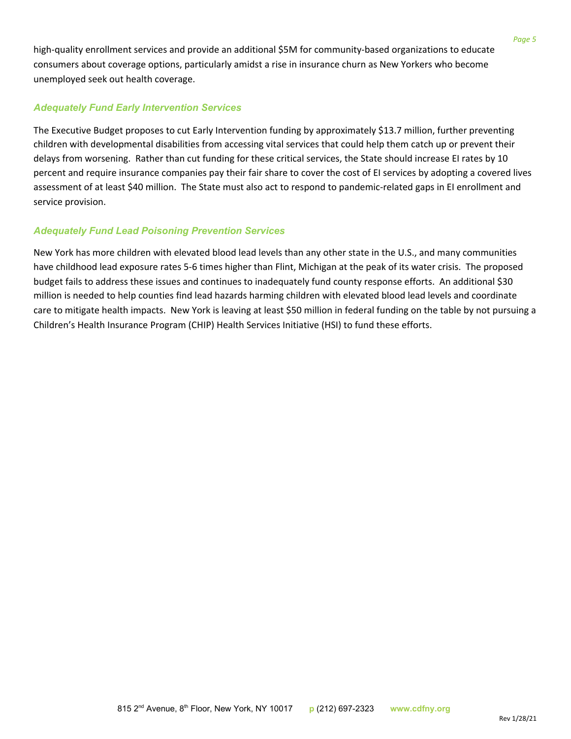high-quality enrollment services and provide an additional $5M for community-based organizations to educate consumers about coverage options, particularly amidst a rise in insurance churn as New Yorkers who become unemployed seek out health coverage.

### *Adequately Fund Early Intervention Services*

The Executive Budget proposes to cut Early Intervention funding by approximately $13.7 million, further preventing children with developmental disabilities from accessing vital services that could help them catch up or prevent their delays from worsening. Rather than cut funding for these critical services, the State should increase EI rates by 10 percent and require insurance companies pay their fair share to cover the cost of EI services by adopting a covered lives assessment of at least $40 million. The State must also act to respond to pandemic-related gaps in EI enrollment and service provision.

### *Adequately Fund Lead Poisoning Prevention Services*

New York has more children with elevated blood lead levels than any other state in the U.S., and many communities have childhood lead exposure rates 5-6 times higher than Flint, Michigan at the peak of its water crisis. The proposed budget fails to address these issues and continues to inadequately fund county response efforts. An additional $30 million is needed to help counties find lead hazards harming children with elevated blood lead levels and coordinate care to mitigate health impacts. New York is leaving at least $50 million in federal funding on the table by not pursuing a Children's Health Insurance Program (CHIP) Health Services Initiative (HSI) to fund these efforts.